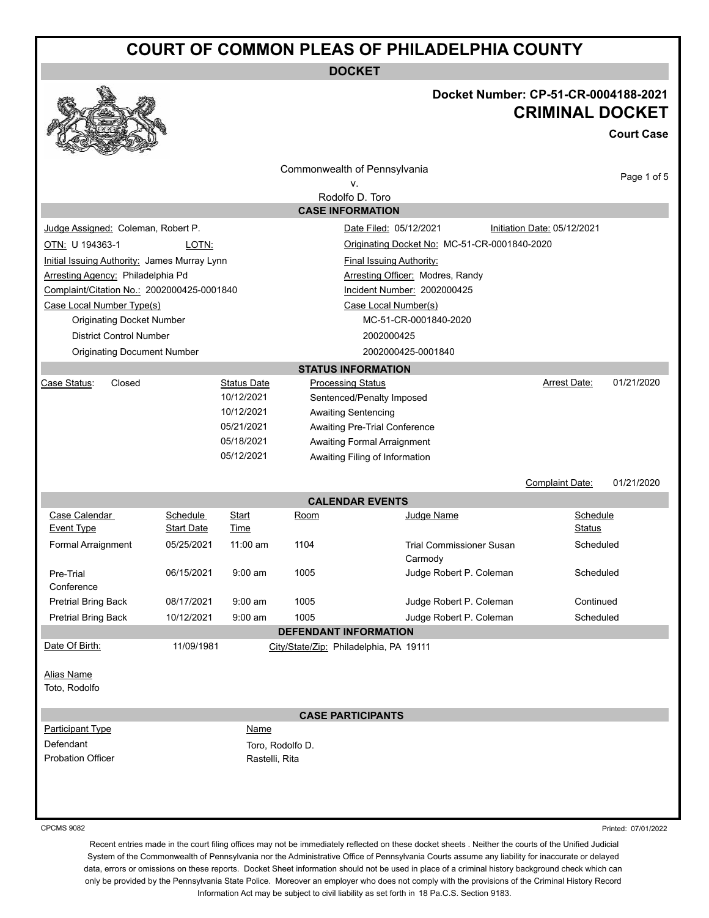# COURT OF COMMON PLEAS OF PHILADELPHIA COUNTY

## DOCKET

**Docket Number: CP-51-CR-0004188-2021**

**CRIMINAL DOCKET**

**Court Case**

Commonwealth of Pennsylvania
v.
Rodolfo D. Toro

### CASE INFORMATION

| | |
|---|---|
| Judge Assigned: Coleman, Robert P. | Date Filed: 05/12/2021 &nbsp;&nbsp; Initiation Date: 05/12/2021 |
| OTN: U 194363-1 &nbsp;&nbsp; LOTN: | Originating Docket No: MC-51-CR-0001840-2020 |
| Initial Issuing Authority: James Murray Lynn | Final Issuing Authority: |
| Arresting Agency: Philadelphia Pd | Arresting Officer: Modres, Randy |
| Complaint/Citation No.: 2002000425-0001840 | Incident Number: 2002000425 |

| Case Local Number Type(s) | Case Local Number(s) |
|---|---|
| Originating Docket Number | MC-51-CR-0001840-2020 |
| District Control Number | 2002000425 |
| Originating Document Number | 2002000425-0001840 |

### STATUS INFORMATION

Case Status: Closed

Arrest Date: 01/21/2020

| Status Date | Processing Status |
|---|---|
| 10/12/2021 | Sentenced/Penalty Imposed |
| 10/12/2021 | Awaiting Sentencing |
| 05/21/2021 | Awaiting Pre-Trial Conference |
| 05/18/2021 | Awaiting Formal Arraignment |
| 05/12/2021 | Awaiting Filing of Information |

Complaint Date: 01/21/2020

### CALENDAR EVENTS

| Case Calendar Event Type | Schedule Start Date | Start Time | Room | Judge Name | Schedule Status |
|---|---|---|---|---|---|
| Formal Arraignment | 05/25/2021 | 11:00 am | 1104 | Trial Commissioner Susan Carmody | Scheduled |
| Pre-Trial Conference | 06/15/2021 | 9:00 am | 1005 | Judge Robert P. Coleman | Scheduled |
| Pretrial Bring Back | 08/17/2021 | 9:00 am | 1005 | Judge Robert P. Coleman | Continued |
| Pretrial Bring Back | 10/12/2021 | 9:00 am | 1005 | Judge Robert P. Coleman | Scheduled |

### DEFENDANT INFORMATION

Date Of Birth: 11/09/1981 &nbsp;&nbsp; City/State/Zip: Philadelphia, PA 19111

Alias Name
Toto, Rodolfo

### CASE PARTICIPANTS

| Participant Type | Name |
|---|---|
| Defendant | Toro, Rodolfo D. |
| Probation Officer | Rastelli, Rita |

CPCMS 9082

Printed: 07/01/2022

Recent entries made in the court filing offices may not be immediately reflected on these docket sheets . Neither the courts of the Unified Judicial System of the Commonwealth of Pennsylvania nor the Administrative Office of Pennsylvania Courts assume any liability for inaccurate or delayed data, errors or omissions on these reports. Docket Sheet information should not be used in place of a criminal history background check which can only be provided by the Pennsylvania State Police. Moreover an employer who does not comply with the provisions of the Criminal History Record Information Act may be subject to civil liability as set forth in 18 Pa.C.S. Section 9183.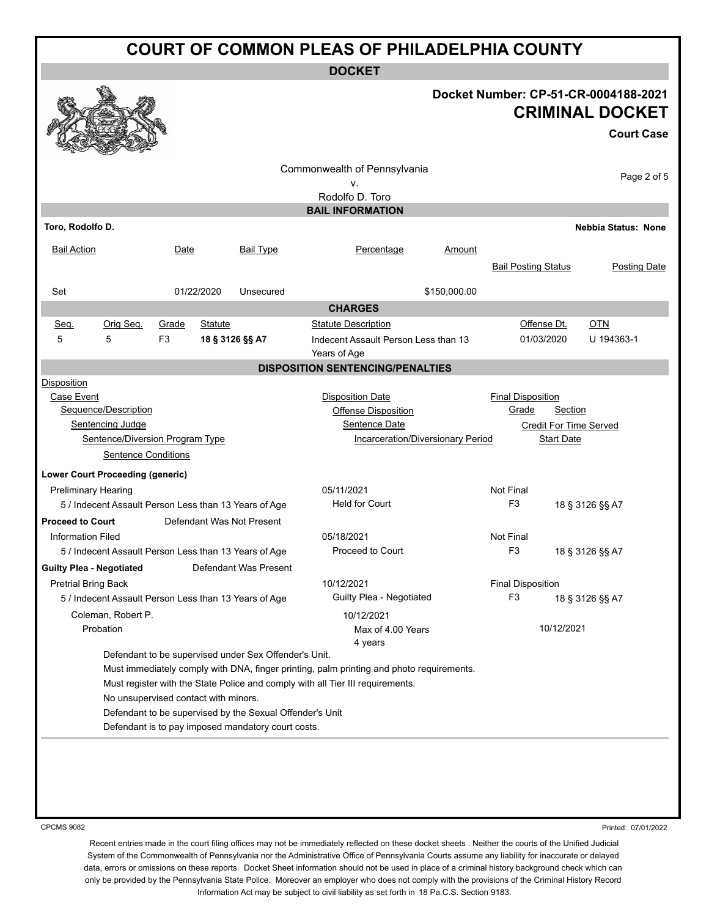# COURT OF COMMON PLEAS OF PHILADELPHIA COUNTY

**DOCKET**

**Docket Number: CP-51-CR-0004188-2021**

## CRIMINAL DOCKET

**Court Case**

Commonwealth of Pennsylvania
v.
Rodolfo D. Toro

### BAIL INFORMATION

**Toro, Rodolfo D.** — **Nebbia Status: None**

| Bail Action | Date | Bail Type | Percentage | Amount | Bail Posting Status | Posting Date |
|---|---|---|---|---|---|---|
| Set | 01/22/2020 | Unsecured | | $150,000.00 | | |

### CHARGES

| Seq. | Orig Seq. | Grade | Statute | Statute Description | Offense Dt. | OTN |
|---|---|---|---|---|---|---|
| 5 | 5 | F3 | **18 § 3126 §§ A7** | Indecent Assault Person Less than 13 Years of Age | 01/03/2020 | U 194363-1 |

### DISPOSITION SENTENCING/PENALTIES

Disposition
- Case Event
  - Sequence/Description
    - Sentencing Judge
      - Sentence/Diversion Program Type
        - Sentence Conditions

Disposition Date / Offense Disposition / Sentence Date / Incarceration/Diversionary Period

Final Disposition / Grade / Section / Credit For Time Served / Start Date

**Lower Court Proceeding (generic)**

Preliminary Hearing — 05/11/2021 — Not Final
5 / Indecent Assault Person Less than 13 Years of Age — Held for Court — F3 — 18 § 3126 §§ A7

**Proceed to Court** — Defendant Was Not Present

Information Filed — 05/18/2021 — Not Final
5 / Indecent Assault Person Less than 13 Years of Age — Proceed to Court — F3 — 18 § 3126 §§ A7

**Guilty Plea - Negotiated** — Defendant Was Present

Pretrial Bring Back — 10/12/2021 — Final Disposition
5 / Indecent Assault Person Less than 13 Years of Age — Guilty Plea - Negotiated — F3 — 18 § 3126 §§ A7

Coleman, Robert P. — 10/12/2021
Probation — Max of 4.00 Years
4 years — 10/12/2021

Defendant to be supervised under Sex Offender's Unit.
Must immediately comply with DNA, finger printing, palm printing and photo requirements.
Must register with the State Police and comply with all Tier III requirements.
No unsupervised contact with minors.
Defendant to be supervised by the Sexual Offender's Unit
Defendant is to pay imposed mandatory court costs.

CPCMS 9082 — Printed: 07/01/2022

Recent entries made in the court filing offices may not be immediately reflected on these docket sheets . Neither the courts of the Unified Judicial System of the Commonwealth of Pennsylvania nor the Administrative Office of Pennsylvania Courts assume any liability for inaccurate or delayed data, errors or omissions on these reports. Docket Sheet information should not be used in place of a criminal history background check which can only be provided by the Pennsylvania State Police. Moreover an employer who does not comply with the provisions of the Criminal History Record Information Act may be subject to civil liability as set forth in 18 Pa.C.S. Section 9183.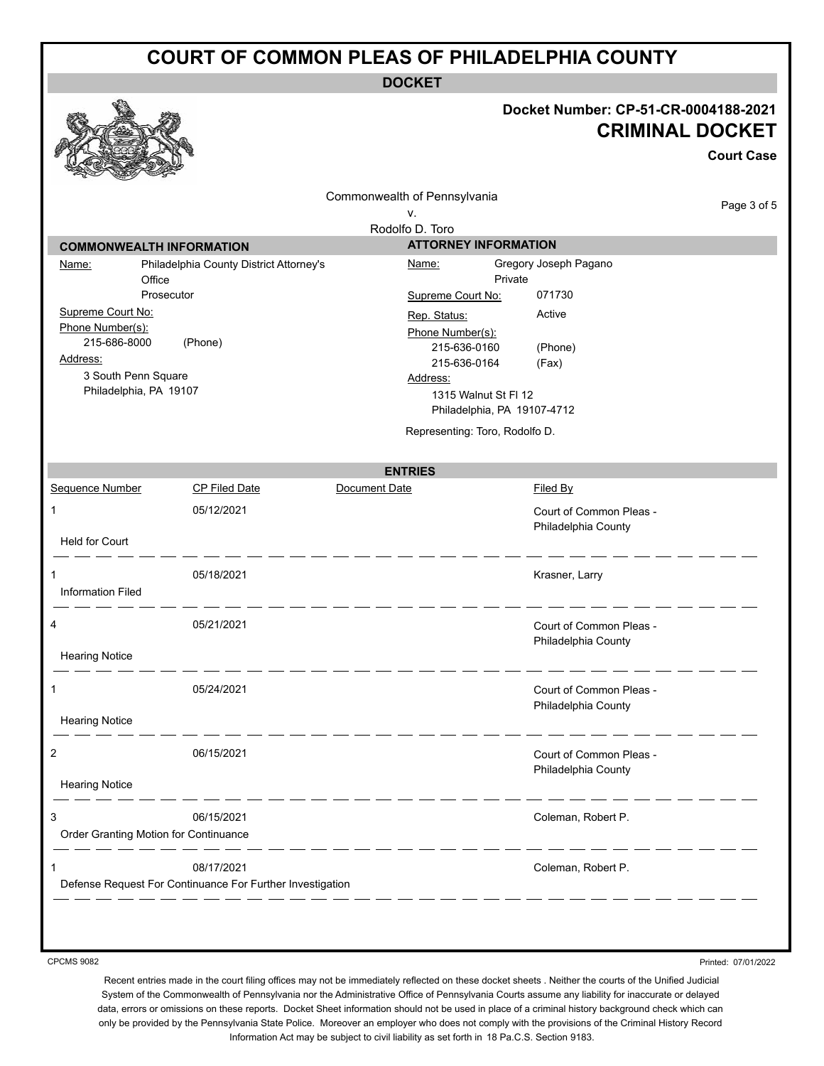# COURT OF COMMON PLEAS OF PHILADELPHIA COUNTY

## DOCKET

**Docket Number: CP-51-CR-0004188-2021**

**CRIMINAL DOCKET**

**Court Case**

Commonwealth of Pennsylvania
v.
Rodolfo D. Toro

| COMMONWEALTH INFORMATION | | ATTORNEY INFORMATION | |
|---|---|---|---|
| Name: | Philadelphia County District Attorney's Office<br>Prosecutor | Name: | Gregory Joseph Pagano<br>Private |
| Supreme Court No: | | Supreme Court No: | 071730 |
| Phone Number(s): | 215-686-8000 (Phone) | Rep. Status: | Active |
| Address: | 3 South Penn Square<br>Philadelphia, PA 19107 | Phone Number(s): | 215-636-0160 (Phone)<br>215-636-0164 (Fax) |
| | | Address: | 1315 Walnut St Fl 12<br>Philadelphia, PA 19107-4712 |
| | | Representing: | Toro, Rodolfo D. |

## ENTRIES

| Sequence Number | CP Filed Date | Document Date | Filed By |
|---|---|---|---|
| 1<br>Held for Court | 05/12/2021 | | Court of Common Pleas - Philadelphia County |
| 1<br>Information Filed | 05/18/2021 | | Krasner, Larry |
| 4<br>Hearing Notice | 05/21/2021 | | Court of Common Pleas - Philadelphia County |
| 1<br>Hearing Notice | 05/24/2021 | | Court of Common Pleas - Philadelphia County |
| 2<br>Hearing Notice | 06/15/2021 | | Court of Common Pleas - Philadelphia County |
| 3<br>Order Granting Motion for Continuance | 06/15/2021 | | Coleman, Robert P. |
| 1<br>Defense Request For Continuance For Further Investigation | 08/17/2021 | | Coleman, Robert P. |

CPCMS 9082

Printed: 07/01/2022

Recent entries made in the court filing offices may not be immediately reflected on these docket sheets . Neither the courts of the Unified Judicial System of the Commonwealth of Pennsylvania nor the Administrative Office of Pennsylvania Courts assume any liability for inaccurate or delayed data, errors or omissions on these reports. Docket Sheet information should not be used in place of a criminal history background check which can only be provided by the Pennsylvania State Police. Moreover an employer who does not comply with the provisions of the Criminal History Record Information Act may be subject to civil liability as set forth in 18 Pa.C.S. Section 9183.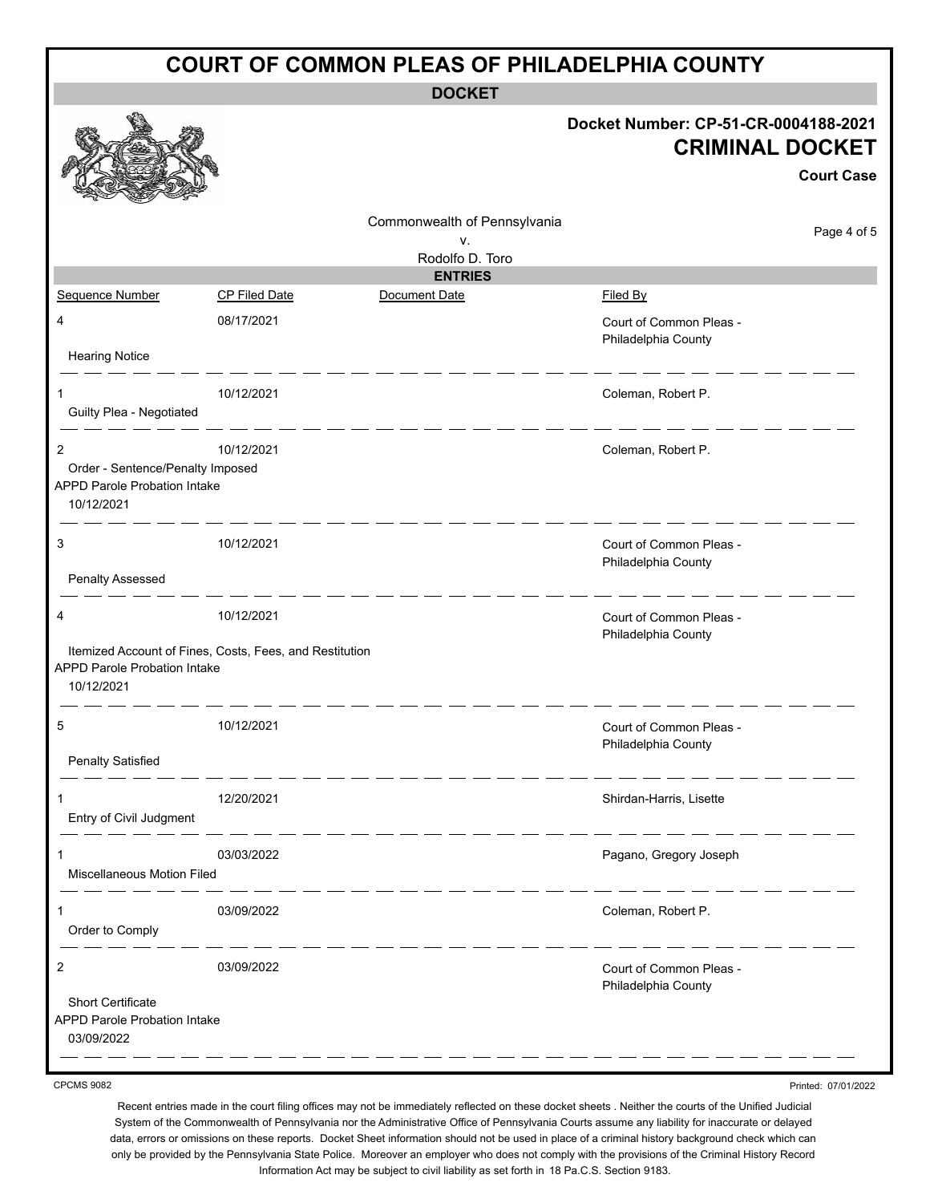# COURT OF COMMON PLEAS OF PHILADELPHIA COUNTY

**DOCKET**

**Docket Number: CP-51-CR-0004188-2021**

## CRIMINAL DOCKET

**Court Case**

Commonwealth of Pennsylvania
v.
Rodolfo D. Toro

**ENTRIES**

| Sequence Number | CP Filed Date | Document Date | Filed By |
|---|---|---|---|
| 4<br>Hearing Notice | 08/17/2021 | | Court of Common Pleas - Philadelphia County |
| 1<br>Guilty Plea - Negotiated | 10/12/2021 | | Coleman, Robert P. |
| 2<br>Order - Sentence/Penalty Imposed<br>APPD Parole Probation Intake<br>10/12/2021 | 10/12/2021 | | Coleman, Robert P. |
| 3<br>Penalty Assessed | 10/12/2021 | | Court of Common Pleas - Philadelphia County |
| 4<br>Itemized Account of Fines, Costs, Fees, and Restitution<br>APPD Parole Probation Intake<br>10/12/2021 | 10/12/2021 | | Court of Common Pleas - Philadelphia County |
| 5<br>Penalty Satisfied | 10/12/2021 | | Court of Common Pleas - Philadelphia County |
| 1<br>Entry of Civil Judgment | 12/20/2021 | | Shirdan-Harris, Lisette |
| 1<br>Miscellaneous Motion Filed | 03/03/2022 | | Pagano, Gregory Joseph |
| 1<br>Order to Comply | 03/09/2022 | | Coleman, Robert P. |
| 2<br>Short Certificate<br>APPD Parole Probation Intake<br>03/09/2022 | 03/09/2022 | | Court of Common Pleas - Philadelphia County |

CPCMS 9082

Printed: 07/01/2022

Recent entries made in the court filing offices may not be immediately reflected on these docket sheets . Neither the courts of the Unified Judicial System of the Commonwealth of Pennsylvania nor the Administrative Office of Pennsylvania Courts assume any liability for inaccurate or delayed data, errors or omissions on these reports. Docket Sheet information should not be used in place of a criminal history background check which can only be provided by the Pennsylvania State Police. Moreover an employer who does not comply with the provisions of the Criminal History Record Information Act may be subject to civil liability as set forth in 18 Pa.C.S. Section 9183.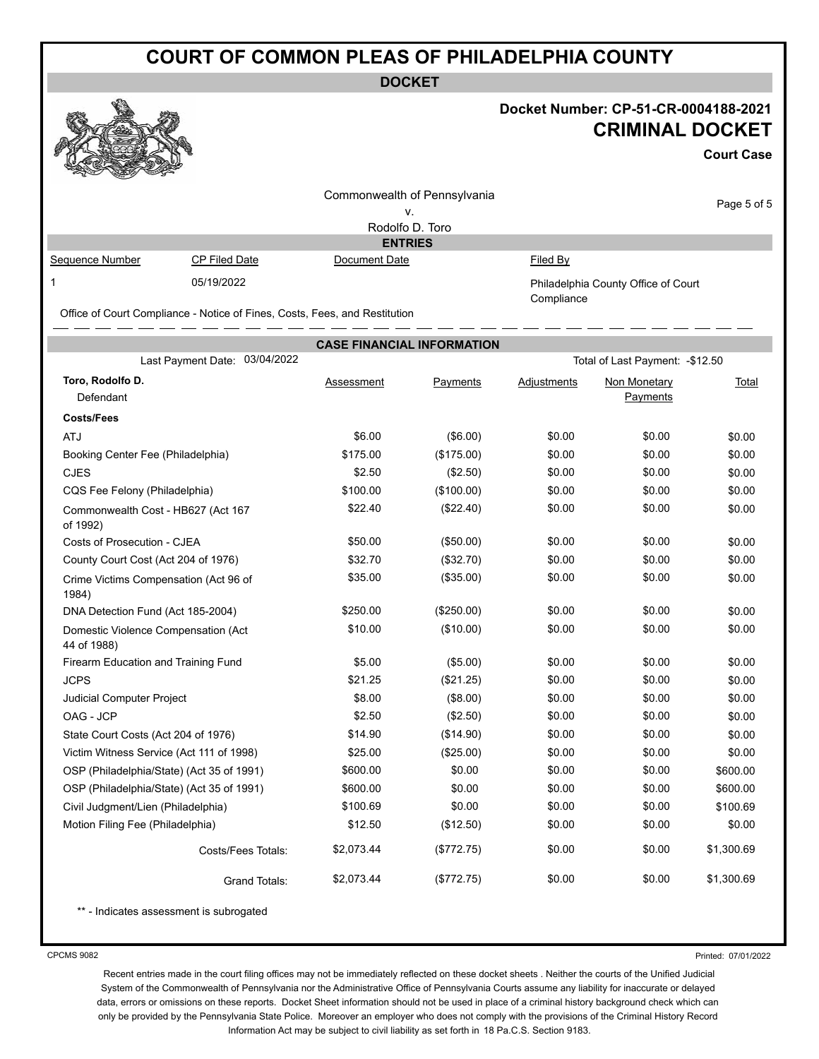# COURT OF COMMON PLEAS OF PHILADELPHIA COUNTY

**DOCKET**

**Docket Number: CP-51-CR-0004188-2021**

## CRIMINAL DOCKET

**Court Case**

Commonwealth of Pennsylvania
v.
Rodolfo D. Toro

### ENTRIES

| Sequence Number | CP Filed Date | Document Date | Filed By |
| --- | --- | --- | --- |
| 1 | 05/19/2022 | | Philadelphia County Office of Court Compliance |

Office of Court Compliance - Notice of Fines, Costs, Fees, and Restitution

### CASE FINANCIAL INFORMATION

Last Payment Date: 03/04/2022

Total of Last Payment: -$12.50

| Toro, Rodolfo D. Defendant | Assessment | Payments | Adjustments | Non Monetary Payments | Total |
| --- | --- | --- | --- | --- | --- |
| **Costs/Fees** | | | | | |
| ATJ | $6.00 | ($6.00) | $0.00 | $0.00 | $0.00 |
| Booking Center Fee (Philadelphia) | $175.00 | ($175.00) | $0.00 | $0.00 | $0.00 |
| CJES | $2.50 | ($2.50) | $0.00 | $0.00 | $0.00 |
| CQS Fee Felony (Philadelphia) | $100.00 | ($100.00) | $0.00 | $0.00 | $0.00 |
| Commonwealth Cost - HB627 (Act 167 of 1992) | $22.40 | ($22.40) | $0.00 | $0.00 | $0.00 |
| Costs of Prosecution - CJEA | $50.00 | ($50.00) | $0.00 | $0.00 | $0.00 |
| County Court Cost (Act 204 of 1976) | $32.70 | ($32.70) | $0.00 | $0.00 | $0.00 |
| Crime Victims Compensation (Act 96 of 1984) | $35.00 | ($35.00) | $0.00 | $0.00 | $0.00 |
| DNA Detection Fund (Act 185-2004) | $250.00 | ($250.00) | $0.00 | $0.00 | $0.00 |
| Domestic Violence Compensation (Act 44 of 1988) | $10.00 | ($10.00) | $0.00 | $0.00 | $0.00 |
| Firearm Education and Training Fund | $5.00 | ($5.00) | $0.00 | $0.00 | $0.00 |
| JCPS | $21.25 | ($21.25) | $0.00 | $0.00 | $0.00 |
| Judicial Computer Project | $8.00 | ($8.00) | $0.00 | $0.00 | $0.00 |
| OAG - JCP | $2.50 | ($2.50) | $0.00 | $0.00 | $0.00 |
| State Court Costs (Act 204 of 1976) | $14.90 | ($14.90) | $0.00 | $0.00 | $0.00 |
| Victim Witness Service (Act 111 of 1998) | $25.00 | ($25.00) | $0.00 | $0.00 | $0.00 |
| OSP (Philadelphia/State) (Act 35 of 1991) | $600.00 | $0.00 | $0.00 | $0.00 | $600.00 |
| OSP (Philadelphia/State) (Act 35 of 1991) | $600.00 | $0.00 | $0.00 | $0.00 | $600.00 |
| Civil Judgment/Lien (Philadelphia) | $100.69 | $0.00 | $0.00 | $0.00 | $100.69 |
| Motion Filing Fee (Philadelphia) | $12.50 | ($12.50) | $0.00 | $0.00 | $0.00 |
| Costs/Fees Totals: | $2,073.44 | ($772.75) | $0.00 | $0.00 | $1,300.69 |
| Grand Totals: | $2,073.44 | ($772.75) | $0.00 | $0.00 | $1,300.69 |

** - Indicates assessment is subrogated

CPCMS 9082

Printed: 07/01/2022

Recent entries made in the court filing offices may not be immediately reflected on these docket sheets . Neither the courts of the Unified Judicial System of the Commonwealth of Pennsylvania nor the Administrative Office of Pennsylvania Courts assume any liability for inaccurate or delayed data, errors or omissions on these reports. Docket Sheet information should not be used in place of a criminal history background check which can only be provided by the Pennsylvania State Police. Moreover an employer who does not comply with the provisions of the Criminal History Record Information Act may be subject to civil liability as set forth in 18 Pa.C.S. Section 9183.